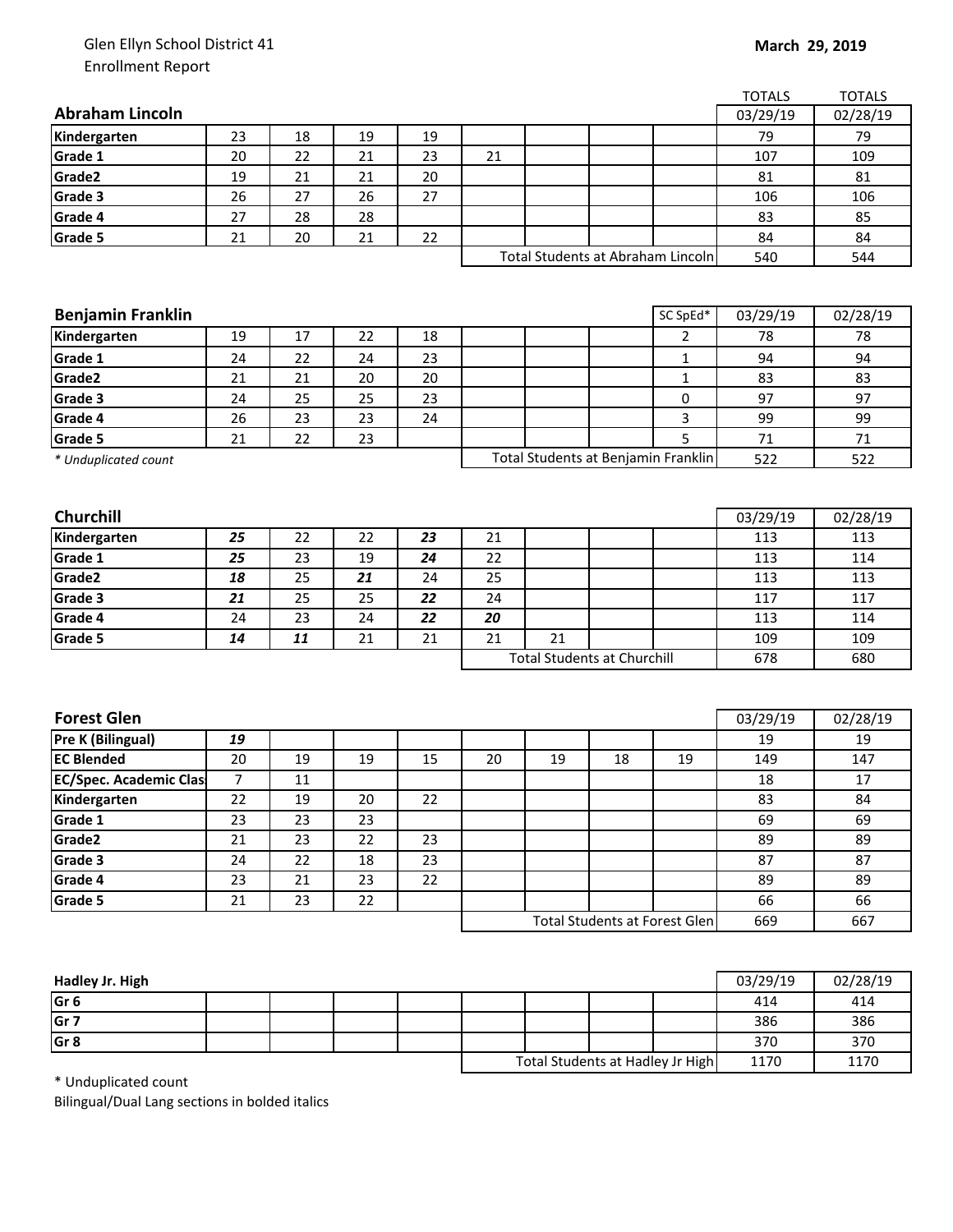Glen Ellyn School District 41
Enrollment Report

**March 29, 2019**

| **Abraham Lincoln** | | | | | | | | | TOTALS 03/29/19 | TOTALS 02/28/19 |
|---|---|---|---|---|---|---|---|---|---|---|
| **Kindergarten** | 23 | 18 | 19 | 19 | | | | | 79 | 79 |
| **Grade 1** | 20 | 22 | 21 | 23 | 21 | | | | 107 | 109 |
| **Grade2** | 19 | 21 | 21 | 20 | | | | | 81 | 81 |
| **Grade 3** | 26 | 27 | 26 | 27 | | | | | 106 | 106 |
| **Grade 4** | 27 | 28 | 28 | | | | | | 83 | 85 |
| **Grade 5** | 21 | 20 | 21 | 22 | | | | | 84 | 84 |
| | | | | | Total Students at Abraham Lincoln | | | | 540 | 544 |

| **Benjamin Franklin** | | | | | | | | SC SpEd* | 03/29/19 | 02/28/19 |
|---|---|---|---|---|---|---|---|---|---|---|
| **Kindergarten** | 19 | 17 | 22 | 18 | | | | 2 | 78 | 78 |
| **Grade 1** | 24 | 22 | 24 | 23 | | | | 1 | 94 | 94 |
| **Grade2** | 21 | 21 | 20 | 20 | | | | 1 | 83 | 83 |
| **Grade 3** | 24 | 25 | 25 | 23 | | | | 0 | 97 | 97 |
| **Grade 4** | 26 | 23 | 23 | 24 | | | | 3 | 99 | 99 |
| **Grade 5** | 21 | 22 | 23 | | | | | 5 | 71 | 71 |
| *\* Unduplicated count* | | | | | Total Students at Benjamin Franklin | | | | 522 | 522 |

| **Churchill** | | | | | | | | | 03/29/19 | 02/28/19 |
|---|---|---|---|---|---|---|---|---|---|---|
| **Kindergarten** | ***25*** | 22 | 22 | ***23*** | 21 | | | | 113 | 113 |
| **Grade 1** | ***25*** | 23 | 19 | ***24*** | 22 | | | | 113 | 114 |
| **Grade2** | ***18*** | 25 | ***21*** | 24 | 25 | | | | 113 | 113 |
| **Grade 3** | ***21*** | 25 | 25 | ***22*** | 24 | | | | 117 | 117 |
| **Grade 4** | 24 | 23 | 24 | ***22*** | ***20*** | | | | 113 | 114 |
| **Grade 5** | ***14*** | ***11*** | 21 | 21 | 21 | 21 | | | 109 | 109 |
| | | | | | Total Students at Churchill | | | | 678 | 680 |

| **Forest Glen** | | | | | | | | | 03/29/19 | 02/28/19 |
|---|---|---|---|---|---|---|---|---|---|---|
| **Pre K (Bilingual)** | ***19*** | | | | | | | | 19 | 19 |
| **EC Blended** | 20 | 19 | 19 | 15 | 20 | 19 | 18 | 19 | 149 | 147 |
| **EC/Spec. Academic Clas** | 7 | 11 | | | | | | | 18 | 17 |
| **Kindergarten** | 22 | 19 | 20 | 22 | | | | | 83 | 84 |
| **Grade 1** | 23 | 23 | 23 | | | | | | 69 | 69 |
| **Grade2** | 21 | 23 | 22 | 23 | | | | | 89 | 89 |
| **Grade 3** | 24 | 22 | 18 | 23 | | | | | 87 | 87 |
| **Grade 4** | 23 | 21 | 23 | 22 | | | | | 89 | 89 |
| **Grade 5** | 21 | 23 | 22 | | | | | | 66 | 66 |
| | | | | | Total Students at Forest Glen | | | | 669 | 667 |

| **Hadley Jr. High** | | | | | | | | | 03/29/19 | 02/28/19 |
|---|---|---|---|---|---|---|---|---|---|---|
| **Gr 6** | | | | | | | | | 414 | 414 |
| **Gr 7** | | | | | | | | | 386 | 386 |
| **Gr 8** | | | | | | | | | 370 | 370 |
| | | | | | Total Students at Hadley Jr High | | | | 1170 | 1170 |

\* Unduplicated count
Bilingual/Dual Lang sections in bolded italics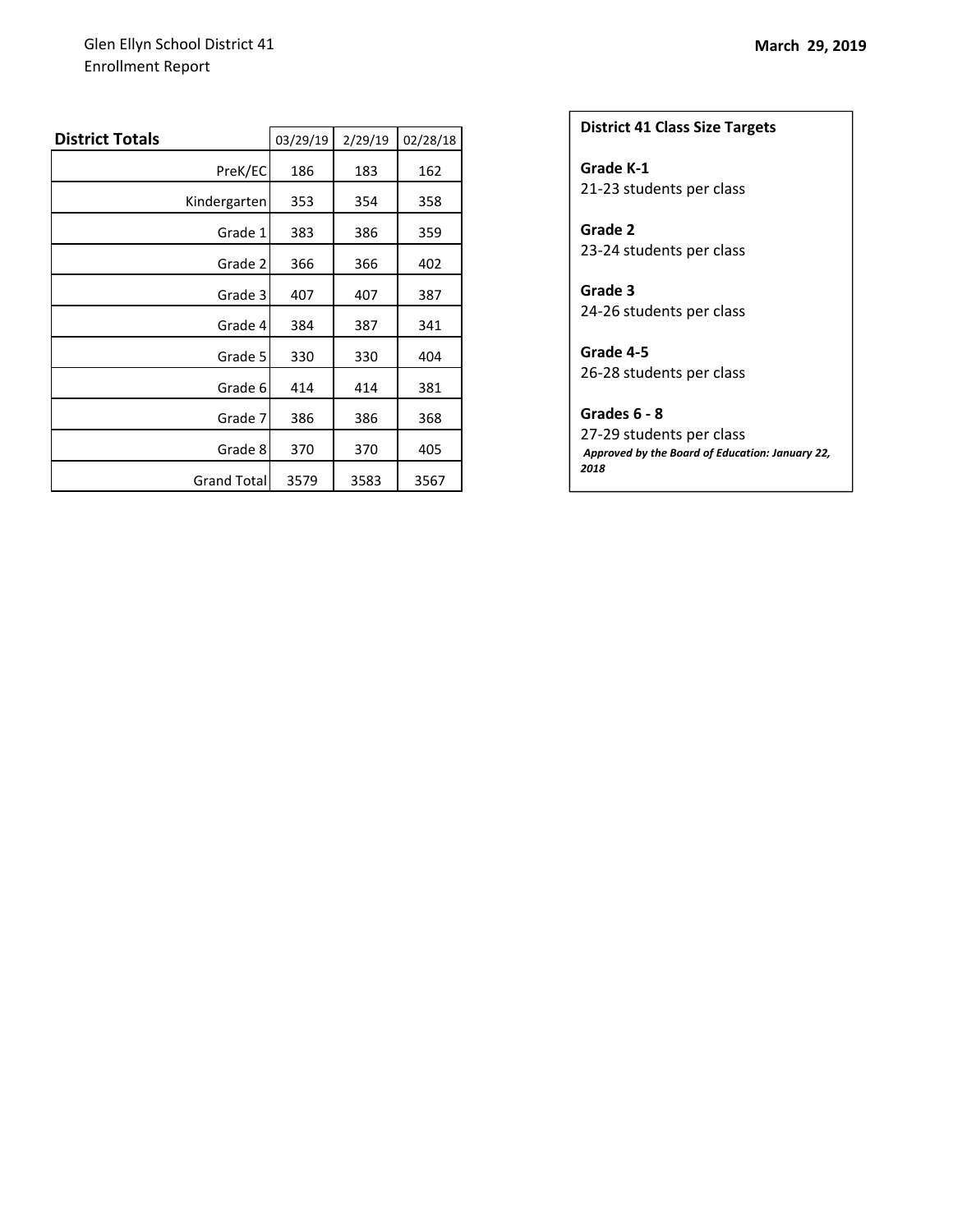Glen Ellyn School District 41
Enrollment Report

**March 29, 2019**

| **District Totals** | 03/29/19 | 2/29/19 | 02/28/18 |
|---|---|---|---|
| PreK/EC | 186 | 183 | 162 |
| Kindergarten | 353 | 354 | 358 |
| Grade 1 | 383 | 386 | 359 |
| Grade 2 | 366 | 366 | 402 |
| Grade 3 | 407 | 407 | 387 |
| Grade 4 | 384 | 387 | 341 |
| Grade 5 | 330 | 330 | 404 |
| Grade 6 | 414 | 414 | 381 |
| Grade 7 | 386 | 386 | 368 |
| Grade 8 | 370 | 370 | 405 |
| Grand Total | 3579 | 3583 | 3567 |

**District 41 Class Size Targets**

**Grade K-1**
21-23 students per class

**Grade 2**
23-24 students per class

**Grade 3**
24-26 students per class

**Grade 4-5**
26-28 students per class

**Grades 6 - 8**
27-29 students per class

***Approved by the Board of Education: January 22, 2018***